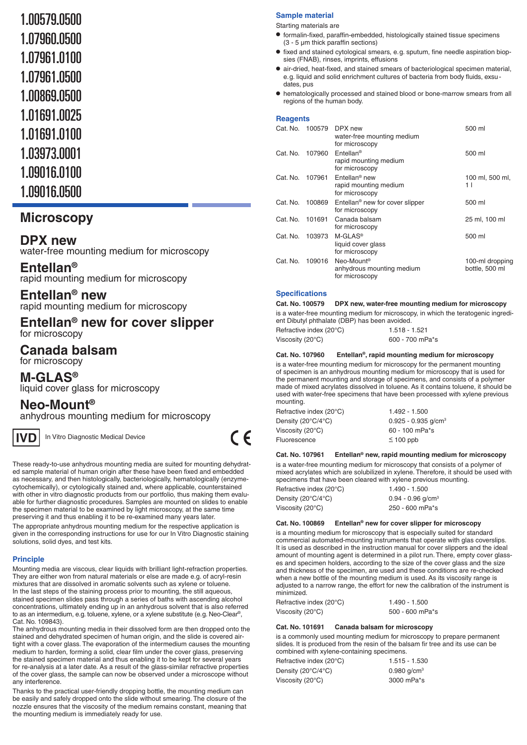1.00579.0500
1.07960.0500
1.07961.0100
1.07961.0500
1.00869.0500
1.01691.0025
1.01691.0100
1.03973.0001
1.09016.0100
1.09016.0500

# Microscopy

## DPX new
water-free mounting medium for microscopy

## Entellan®
rapid mounting medium for microscopy

## Entellan® new
rapid mounting medium for microscopy

## Entellan® new for cover slipper
for microscopy

## Canada balsam
for microscopy

## M-GLAS®
liquid cover glass for microscopy

## Neo-Mount®
anhydrous mounting medium for microscopy

IVD In Vitro Diagnostic Medical Device

CE

These ready-to-use anhydrous mounting media are suited for mounting dehydrated sample material of human origin after these have been fixed and embedded as necessary, and then histologically, bacteriologically, hematologically (enzyme-cytochemically), or cytologically stained and, where applicable, counterstained with other in vitro diagnostic products from our portfolio, thus making them evaluable for further diagnostic procedures. Samples are mounted on slides to enable the specimen material to be examined by light microscopy, at the same time preserving it and thus enabling it to be re-examined many years later.

The appropriate anhydrous mounting medium for the respective application is given in the corresponding instructions for use for our In Vitro Diagnostic staining solutions, solid dyes, and test kits.

### Principle

Mounting media are viscous, clear liquids with brilliant light-refraction properties. They are either won from natural materials or else are made e.g. of acryl-resin mixtures that are dissolved in aromatic solvents such as xylene or toluene.
In the last steps of the staining process prior to mounting, the still aqueous, stained specimen slides pass through a series of baths with ascending alcohol concentrations, ultimately ending up in an anhydrous solvent that is also referred to as an intermedium, e.g. toluene, xylene, or a xylene substitute (e.g. Neo-Clear®, Cat. No. 109843).
The anhydrous mounting media in their dissolved form are then dropped onto the stained and dehydrated specimen of human origin, and the slide is covered airtight with a cover glass. The evaporation of the intermedium causes the mounting medium to harden, forming a solid, clear film under the cover glass, preserving the stained specimen material and thus enabling it to be kept for several years for re-analysis at a later date. As a result of the glass-similar refractive properties of the cover glass, the sample can now be observed under a microscope without any interference.

Thanks to the practical user-friendly dropping bottle, the mounting medium can be easily and safely dropped onto the slide without smearing. The closure of the nozzle ensures that the viscosity of the medium remains constant, meaning that the mounting medium is immediately ready for use.

### Sample material

Starting materials are

- formalin-fixed, paraffin-embedded, histologically stained tissue specimens (3 - 5 µm thick paraffin sections)
- fixed and stained cytological smears, e.g. sputum, fine needle aspiration biopsies (FNAB), rinses, imprints, effusions
- air-dried, heat-fixed, and stained smears of bacteriological specimen material, e.g. liquid and solid enrichment cultures of bacteria from body fluids, exsudates, pus
- hematologically processed and stained blood or bone-marrow smears from all regions of the human body.

### Reagents

| | | | |
|---|---|---|---|
| Cat. No. | 100579 | DPX new water-free mounting medium for microscopy | 500 ml |
| Cat. No. | 107960 | Entellan® rapid mounting medium for microscopy | 500 ml |
| Cat. No. | 107961 | Entellan® new rapid mounting medium for microscopy | 100 ml, 500 ml, 1 l |
| Cat. No. | 100869 | Entellan® new for cover slipper for microscopy | 500 ml |
| Cat. No. | 101691 | Canada balsam for microscopy | 25 ml, 100 ml |
| Cat. No. | 103973 | M-GLAS® liquid cover glass for microscopy | 500 ml |
| Cat. No. | 109016 | Neo-Mount® anhydrous mounting medium for microscopy | 100-ml dropping bottle, 500 ml |

### Specifications

**Cat. No. 100579 DPX new, water-free mounting medium for microscopy**

is a water-free mounting medium for microscopy, in which the teratogenic ingredient Dibutyl phthalate (DBP) has been avoided.

| | |
|---|---|
| Refractive index (20°C) | 1.518 - 1.521 |
| Viscosity (20°C) | 600 - 700 mPa*s |

**Cat. No. 107960 Entellan®, rapid mounting medium for microscopy**

is a water-free mounting medium for microscopy for the permanent mounting of specimen is an anhydrous mounting medium for microscopy that is used for the permanent mounting and storage of specimens, and consists of a polymer made of mixed acrylates dissolved in toluene. As it contains toluene, it should be used with water-free specimens that have been processed with xylene previous mounting.

| | |
|---|---|
| Refractive index (20°C) | 1.492 - 1.500 |
| Density (20°C/4°C) | 0.925 - 0.935 g/cm$^3$ |
| Viscosity (20°C) | 60 - 100 mPa*s |
| Fluorescence | ≤ 100 ppb |

**Cat. No. 107961 Entellan® new, rapid mounting medium for microscopy**

is a water-free mounting medium for microscopy that consists of a polymer of mixed acrylates which are solubilized in xylene. Therefore, it should be used with specimens that have been cleared with xylene previous mounting.

| | |
|---|---|
| Refractive index (20°C) | 1.490 - 1.500 |
| Density (20°C/4°C) | 0.94 - 0.96 g/cm$^3$ |
| Viscosity (20°C) | 250 - 600 mPa*s |

**Cat. No. 100869 Entellan® new for cover slipper for microscopy**

is a mounting medium for microscopy that is especially suited for standard commercial automated-mounting instruments that operate with glas coverslips. It is used as described in the instruction manual for cover slippers and the ideal amount of mounting agent is determined in a pilot run. There, empty cover glasses and specimen holders, according to the size of the cover glass and the size and thickness of the specimen, are used and these conditions are re-checked when a new bottle of the mounting medium is used. As its viscosity range is adjusted to a narrow range, the effort for new the calibration of the instrument is minimized.

| | |
|---|---|
| Refractive index (20°C) | 1.490 - 1.500 |
| Viscosity (20°C) | 500 - 600 mPa*s |

**Cat. No. 101691 Canada balsam for microscopy**

is a commonly used mounting medium for microscopy to prepare permanent slides. It is produced from the resin of the balsam fir tree and its use can be combined with xylene-containing specimens.

| | |
|---|---|
| Refractive index (20°C) | 1.515 - 1.530 |
| Density (20°C/4°C) | 0.980 g/cm$^3$ |
| Viscosity (20°C) | 3000 mPa*s |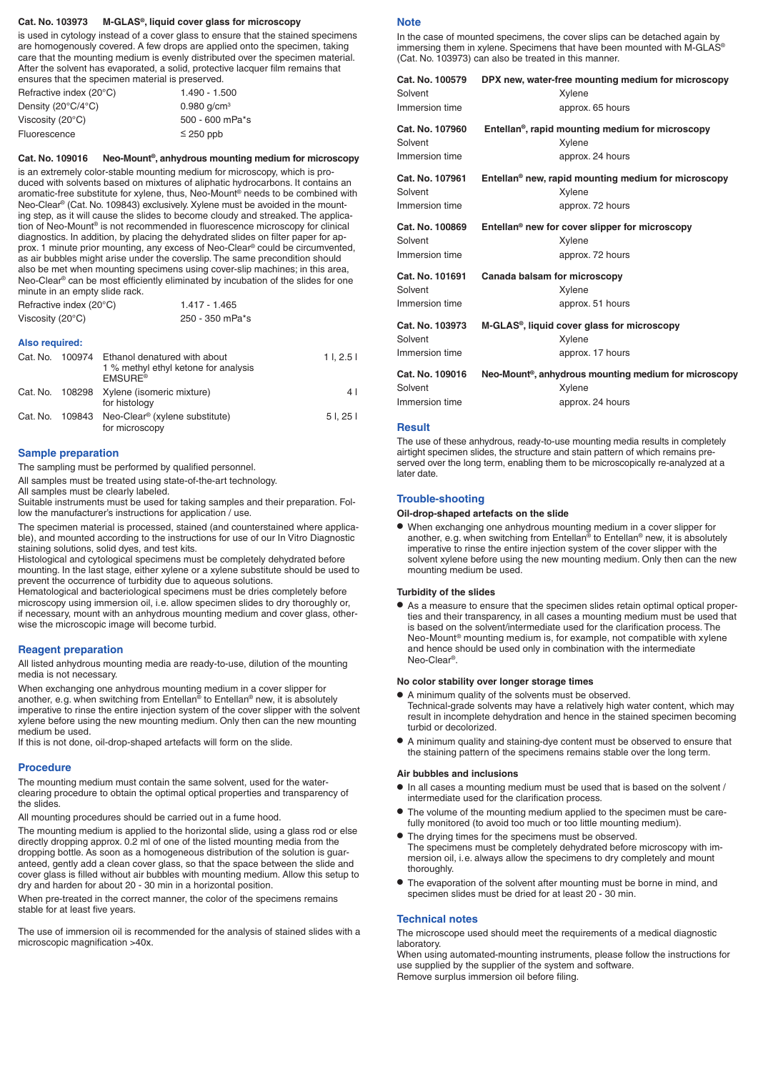**Cat. No. 103973 M-GLAS®, liquid cover glass for microscopy**

is used in cytology instead of a cover glass to ensure that the stained specimens are homogenously covered. A few drops are applied onto the specimen, taking care that the mounting medium is evenly distributed over the specimen material. After the solvent has evaporated, a solid, protective lacquer film remains that ensures that the specimen material is preserved.

| | |
|---|---|
| Refractive index (20°C) | 1.490 - 1.500 |
| Density (20°C/4°C) | 0.980 g/cm³ |
| Viscosity (20°C) | 500 - 600 mPa*s |
| Fluorescence | ≤ 250 ppb |

**Cat. No. 109016 Neo-Mount®, anhydrous mounting medium for microscopy**

is an extremely color-stable mounting medium for microscopy, which is produced with solvents based on mixtures of aliphatic hydrocarbons. It contains an aromatic-free substitute for xylene, thus, Neo-Mount® needs to be combined with Neo-Clear® (Cat. No. 109843) exclusively. Xylene must be avoided in the mounting step, as it will cause the slides to become cloudy and streaked. The application of Neo-Mount® is not recommended in fluorescence microscopy for clinical diagnostics. In addition, by placing the dehydrated slides on filter paper for approx. 1 minute prior mounting, any excess of Neo-Clear® could be circumvented, as air bubbles might arise under the coverslip. The same precondition should also be met when mounting specimens using cover-slip machines; in this area, Neo-Clear® can be most efficiently eliminated by incubation of the slides for one minute in an empty slide rack.

| | |
|---|---|
| Refractive index (20°C) | 1.417 - 1.465 |
| Viscosity (20°C) | 250 - 350 mPa*s |

### Also required:

| | | | |
|---|---|---|---|
| Cat. No. | 100974 | Ethanol denatured with about 1 % methyl ethyl ketone for analysis EMSURE® | 1 l, 2.5 l |
| Cat. No. | 108298 | Xylene (isomeric mixture) for histology | 4 l |
| Cat. No. | 109843 | Neo-Clear® (xylene substitute) for microscopy | 5 l, 25 l |

## Sample preparation

The sampling must be performed by qualified personnel.

All samples must be treated using state-of-the-art technology.
All samples must be clearly labeled.
Suitable instruments must be used for taking samples and their preparation. Follow the manufacturer's instructions for application / use.

The specimen material is processed, stained (and counterstained where applicable), and mounted according to the instructions for use of our In Vitro Diagnostic staining solutions, solid dyes, and test kits.
Histological and cytological specimens must be completely dehydrated before mounting. In the last stage, either xylene or a xylene substitute should be used to prevent the occurrence of turbidity due to aqueous solutions.
Hematological and bacteriological specimens must be dries completely before microscopy using immersion oil, i.e. allow specimen slides to dry thoroughly or, if necessary, mount with an anhydrous mounting medium and cover glass, otherwise the microscopic image will become turbid.

## Reagent preparation

All listed anhydrous mounting media are ready-to-use, dilution of the mounting media is not necessary.

When exchanging one anhydrous mounting medium in a cover slipper for another, e.g. when switching from Entellan® to Entellan® new, it is absolutely imperative to rinse the entire injection system of the cover slipper with the solvent xylene before using the new mounting medium. Only then can the new mounting medium be used.
If this is not done, oil-drop-shaped artefacts will form on the slide.

## Procedure

The mounting medium must contain the same solvent, used for the water-clearing procedure to obtain the optimal optical properties and transparency of the slides.

All mounting procedures should be carried out in a fume hood.

The mounting medium is applied to the horizontal slide, using a glass rod or else directly dropping approx. 0.2 ml of one of the listed mounting media from the dropping bottle. As soon as a homogeneous distribution of the solution is guaranteed, gently add a clean cover glass, so that the space between the slide and cover glass is filled without air bubbles with mounting medium. Allow this setup to dry and harden for about 20 - 30 min in a horizontal position.

When pre-treated in the correct manner, the color of the specimens remains stable for at least five years.

The use of immersion oil is recommended for the analysis of stained slides with a microscopic magnification >40x.

## Note

In the case of mounted specimens, the cover slips can be detached again by immersing them in xylene. Specimens that have been mounted with M-GLAS® (Cat. No. 103973) can also be treated in this manner.

**Cat. No. 100579 DPX new, water-free mounting medium for microscopy**

| | |
|---|---|
| Solvent | Xylene |
| Immersion time | approx. 65 hours |

**Cat. No. 107960 Entellan®, rapid mounting medium for microscopy**

| | |
|---|---|
| Solvent | Xylene |
| Immersion time | approx. 24 hours |

**Cat. No. 107961 Entellan® new, rapid mounting medium for microscopy**

| | |
|---|---|
| Solvent | Xylene |
| Immersion time | approx. 72 hours |

**Cat. No. 100869 Entellan® new for cover slipper for microscopy**

| | |
|---|---|
| Solvent | Xylene |
| Immersion time | approx. 72 hours |

**Cat. No. 101691 Canada balsam for microscopy**

| | |
|---|---|
| Solvent | Xylene |
| Immersion time | approx. 51 hours |

**Cat. No. 103973 M-GLAS®, liquid cover glass for microscopy**

| | |
|---|---|
| Solvent | Xylene |
| Immersion time | approx. 17 hours |

**Cat. No. 109016 Neo-Mount®, anhydrous mounting medium for microscopy**

| | |
|---|---|
| Solvent | Xylene |
| Immersion time | approx. 24 hours |

## Result

The use of these anhydrous, ready-to-use mounting media results in completely airtight specimen slides, the structure and stain pattern of which remains preserved over the long term, enabling them to be microscopically re-analyzed at a later date.

## Trouble-shooting

### Oil-drop-shaped artefacts on the slide

- When exchanging one anhydrous mounting medium in a cover slipper for another, e.g. when switching from Entellan® to Entellan® new, it is absolutely imperative to rinse the entire injection system of the cover slipper with the solvent xylene before using the new mounting medium. Only then can the new mounting medium be used.

### Turbidity of the slides

- As a measure to ensure that the specimen slides retain optimal optical properties and their transparency, in all cases a mounting medium must be used that is based on the solvent/intermediate used for the clarification process. The Neo-Mount® mounting medium is, for example, not compatible with xylene and hence should be used only in combination with the intermediate Neo-Clear®.

### No color stability over longer storage times

- A minimum quality of the solvents must be observed.
  Technical-grade solvents may have a relatively high water content, which may result in incomplete dehydration and hence in the stained specimen becoming turbid or decolorized.
- A minimum quality and staining-dye content must be observed to ensure that the staining pattern of the specimens remains stable over the long term.

### Air bubbles and inclusions

- In all cases a mounting medium must be used that is based on the solvent / intermediate used for the clarification process.
- The volume of the mounting medium applied to the specimen must be carefully monitored (to avoid too much or too little mounting medium).
- The drying times for the specimens must be observed.
  The specimens must be completely dehydrated before microscopy with immersion oil, i.e. always allow the specimens to dry completely and mount thoroughly.
- The evaporation of the solvent after mounting must be borne in mind, and specimen slides must be dried for at least 20 - 30 min.

## Technical notes

The microscope used should meet the requirements of a medical diagnostic laboratory.
When using automated-mounting instruments, please follow the instructions for use supplied by the supplier of the system and software.
Remove surplus immersion oil before filing.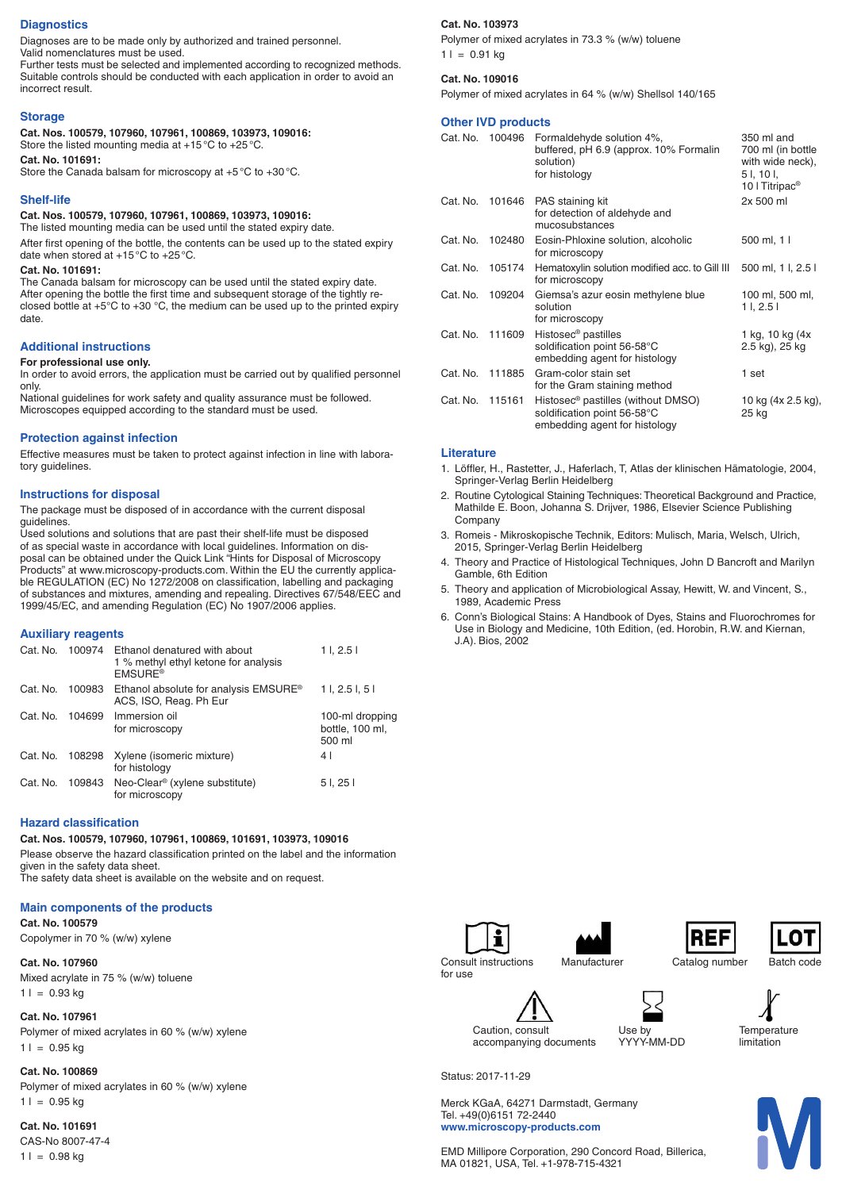## Diagnostics

Diagnoses are to be made only by authorized and trained personnel.
Valid nomenclatures must be used.
Further tests must be selected and implemented according to recognized methods.
Suitable controls should be conducted with each application in order to avoid an incorrect result.

## Storage

**Cat. Nos. 100579, 107960, 107961, 100869, 103973, 109016:**
Store the listed mounting media at +15 °C to +25 °C.

**Cat. No. 101691:**
Store the Canada balsam for microscopy at +5 °C to +30 °C.

## Shelf-life

**Cat. Nos. 100579, 107960, 107961, 100869, 103973, 109016:**
The listed mounting media can be used until the stated expiry date.

After first opening of the bottle, the contents can be used up to the stated expiry date when stored at +15 °C to +25 °C.

**Cat. No. 101691:**
The Canada balsam for microscopy can be used until the stated expiry date. After opening the bottle the first time and subsequent storage of the tightly re-closed bottle at +5°C to +30 °C, the medium can be used up to the printed expiry date.

## Additional instructions

**For professional use only.**
In order to avoid errors, the application must be carried out by qualified personnel only.
National guidelines for work safety and quality assurance must be followed.
Microscopes equipped according to the standard must be used.

## Protection against infection

Effective measures must be taken to protect against infection in line with laboratory guidelines.

## Instructions for disposal

The package must be disposed of in accordance with the current disposal guidelines.
Used solutions and solutions that are past their shelf-life must be disposed of as special waste in accordance with local guidelines. Information on disposal can be obtained under the Quick Link "Hints for Disposal of Microscopy Products" at www.microscopy-products.com. Within the EU the currently applicable REGULATION (EC) No 1272/2008 on classification, labelling and packaging of substances and mixtures, amending and repealing. Directives 67/548/EEC and 1999/45/EC, and amending Regulation (EC) No 1907/2006 applies.

## Auxiliary reagents

| | | | |
|---|---|---|---|
| Cat. No. | 100974 | Ethanol denatured with about 1 % methyl ethyl ketone for analysis EMSURE® | 1 l, 2.5 l |
| Cat. No. | 100983 | Ethanol absolute for analysis EMSURE® ACS, ISO, Reag. Ph Eur | 1 l, 2.5 l, 5 l |
| Cat. No. | 104699 | Immersion oil for microscopy | 100-ml dropping bottle, 100 ml, 500 ml |
| Cat. No. | 108298 | Xylene (isomeric mixture) for histology | 4 l |
| Cat. No. | 109843 | Neo-Clear® (xylene substitute) for microscopy | 5 l, 25 l |

## Hazard classification

**Cat. Nos. 100579, 107960, 107961, 100869, 101691, 103973, 109016**

Please observe the hazard classification printed on the label and the information given in the safety data sheet.
The safety data sheet is available on the website and on request.

## Main components of the products

**Cat. No. 100579**
Copolymer in 70 % (w/w) xylene

**Cat. No. 107960**
Mixed acrylate in 75 % (w/w) toluene
1 l = 0.93 kg

**Cat. No. 107961**
Polymer of mixed acrylates in 60 % (w/w) xylene
1 l = 0.95 kg

**Cat. No. 100869**
Polymer of mixed acrylates in 60 % (w/w) xylene
1 l = 0.95 kg

**Cat. No. 101691**
CAS-No 8007-47-4
1 l = 0.98 kg

**Cat. No. 103973**
Polymer of mixed acrylates in 73.3 % (w/w) toluene
1 l = 0.91 kg

**Cat. No. 109016**
Polymer of mixed acrylates in 64 % (w/w) Shellsol 140/165

## Other IVD products

| | | | |
|---|---|---|---|
| Cat. No. | 100496 | Formaldehyde solution 4%, buffered, pH 6.9 (approx. 10% Formalin solution) for histology | 350 ml and 700 ml (in bottle with wide neck), 5 l, 10 l, 10 l Titripac® |
| Cat. No. | 101646 | PAS staining kit for detection of aldehyde and mucosubstances | 2x 500 ml |
| Cat. No. | 102480 | Eosin-Phloxine solution, alcoholic for microscopy | 500 ml, 1 l |
| Cat. No. | 105174 | Hematoxylin solution modified acc. to Gill III for microscopy | 500 ml, 1 l, 2.5 l |
| Cat. No. | 109204 | Giemsa's azur eosin methylene blue solution for microscopy | 100 ml, 500 ml, 1 l, 2.5 l |
| Cat. No. | 111609 | Histosec® pastilles soldification point 56-58°C embedding agent for histology | 1 kg, 10 kg (4x 2.5 kg), 25 kg |
| Cat. No. | 111885 | Gram-color stain set for the Gram staining method | 1 set |
| Cat. No. | 115161 | Histosec® pastilles (without DMSO) soldification point 56-58°C embedding agent for histology | 10 kg (4x 2.5 kg), 25 kg |

## Literature

1. Löffler, H., Rastetter, J., Haferlach, T, Atlas der klinischen Hämatologie, 2004, Springer-Verlag Berlin Heidelberg
2. Routine Cytological Staining Techniques: Theoretical Background and Practice, Mathilde E. Boon, Johanna S. Drijver, 1986, Elsevier Science Publishing Company
3. Romeis - Mikroskopische Technik, Editors: Mulisch, Maria, Welsch, Ulrich, 2015, Springer-Verlag Berlin Heidelberg
4. Theory and Practice of Histological Techniques, John D Bancroft and Marilyn Gamble, 6th Edition
5. Theory and application of Microbiological Assay, Hewitt, W. and Vincent, S., 1989, Academic Press
6. Conn's Biological Stains: A Handbook of Dyes, Stains and Fluorochromes for Use in Biology and Medicine, 10th Edition, (ed. Horobin, R.W. and Kiernan, J.A). Bios, 2002

Consult instructions for use
Manufacturer
REF Catalog number
LOT Batch code
Caution, consult accompanying documents
Use by YYYY-MM-DD
Temperature limitation

Status: 2017-11-29

Merck KGaA, 64271 Darmstadt, Germany
Tel. +49(0)6151 72-2440
**www.microscopy-products.com**

EMD Millipore Corporation, 290 Concord Road, Billerica, MA 01821, USA, Tel. +1-978-715-4321